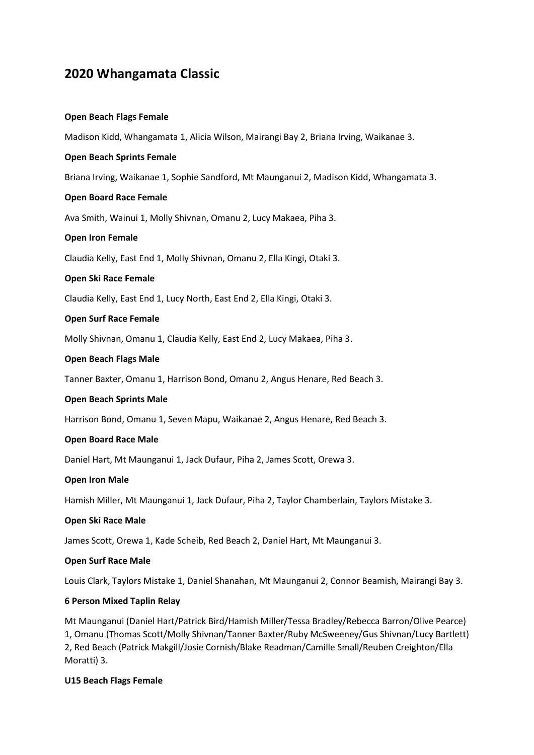# 2020 Whangamata Classic

**Open Beach Flags Female**

Madison Kidd, Whangamata 1, Alicia Wilson, Mairangi Bay 2, Briana Irving, Waikanae 3.

**Open Beach Sprints Female**

Briana Irving, Waikanae 1, Sophie Sandford, Mt Maunganui 2, Madison Kidd, Whangamata 3.

**Open Board Race Female**

Ava Smith, Wainui 1, Molly Shivnan, Omanu 2, Lucy Makaea, Piha 3.

**Open Iron Female**

Claudia Kelly, East End 1, Molly Shivnan, Omanu 2, Ella Kingi, Otaki 3.

**Open Ski Race Female**

Claudia Kelly, East End 1, Lucy North, East End 2, Ella Kingi, Otaki 3.

**Open Surf Race Female**

Molly Shivnan, Omanu 1, Claudia Kelly, East End 2, Lucy Makaea, Piha 3.

**Open Beach Flags Male**

Tanner Baxter, Omanu 1, Harrison Bond, Omanu 2, Angus Henare, Red Beach 3.

**Open Beach Sprints Male**

Harrison Bond, Omanu 1, Seven Mapu, Waikanae 2, Angus Henare, Red Beach 3.

**Open Board Race Male**

Daniel Hart, Mt Maunganui 1, Jack Dufaur, Piha 2, James Scott, Orewa 3.

**Open Iron Male**

Hamish Miller, Mt Maunganui 1, Jack Dufaur, Piha 2, Taylor Chamberlain, Taylors Mistake 3.

**Open Ski Race Male**

James Scott, Orewa 1, Kade Scheib, Red Beach 2, Daniel Hart, Mt Maunganui 3.

**Open Surf Race Male**

Louis Clark, Taylors Mistake 1, Daniel Shanahan, Mt Maunganui 2, Connor Beamish, Mairangi Bay 3.

**6 Person Mixed Taplin Relay**

Mt Maunganui (Daniel Hart/Patrick Bird/Hamish Miller/Tessa Bradley/Rebecca Barron/Olive Pearce) 1, Omanu (Thomas Scott/Molly Shivnan/Tanner Baxter/Ruby McSweeney/Gus Shivnan/Lucy Bartlett) 2, Red Beach (Patrick Makgill/Josie Cornish/Blake Readman/Camille Small/Reuben Creighton/Ella Moratti) 3.

**U15 Beach Flags Female**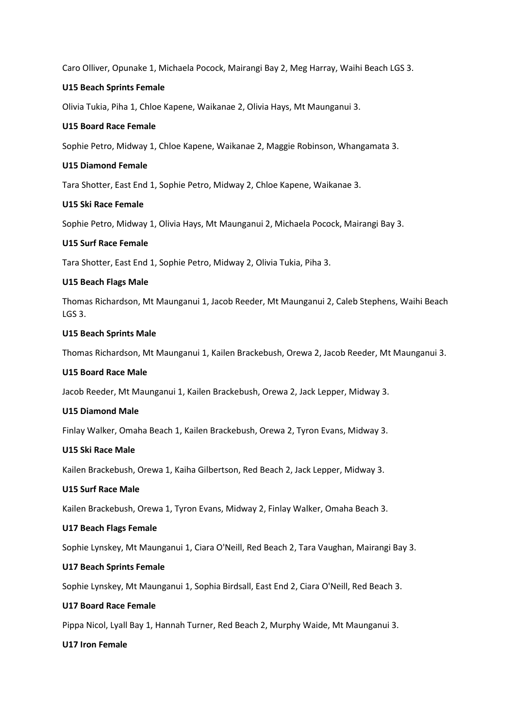Caro Olliver, Opunake 1, Michaela Pocock, Mairangi Bay 2, Meg Harray, Waihi Beach LGS 3.

**U15 Beach Sprints Female**

Olivia Tukia, Piha 1, Chloe Kapene, Waikanae 2, Olivia Hays, Mt Maunganui 3.

**U15 Board Race Female**

Sophie Petro, Midway 1, Chloe Kapene, Waikanae 2, Maggie Robinson, Whangamata 3.

**U15 Diamond Female**

Tara Shotter, East End 1, Sophie Petro, Midway 2, Chloe Kapene, Waikanae 3.

**U15 Ski Race Female**

Sophie Petro, Midway 1, Olivia Hays, Mt Maunganui 2, Michaela Pocock, Mairangi Bay 3.

**U15 Surf Race Female**

Tara Shotter, East End 1, Sophie Petro, Midway 2, Olivia Tukia, Piha 3.

**U15 Beach Flags Male**

Thomas Richardson, Mt Maunganui 1, Jacob Reeder, Mt Maunganui 2, Caleb Stephens, Waihi Beach LGS 3.

**U15 Beach Sprints Male**

Thomas Richardson, Mt Maunganui 1, Kailen Brackebush, Orewa 2, Jacob Reeder, Mt Maunganui 3.

**U15 Board Race Male**

Jacob Reeder, Mt Maunganui 1, Kailen Brackebush, Orewa 2, Jack Lepper, Midway 3.

**U15 Diamond Male**

Finlay Walker, Omaha Beach 1, Kailen Brackebush, Orewa 2, Tyron Evans, Midway 3.

**U15 Ski Race Male**

Kailen Brackebush, Orewa 1, Kaiha Gilbertson, Red Beach 2, Jack Lepper, Midway 3.

**U15 Surf Race Male**

Kailen Brackebush, Orewa 1, Tyron Evans, Midway 2, Finlay Walker, Omaha Beach 3.

**U17 Beach Flags Female**

Sophie Lynskey, Mt Maunganui 1, Ciara O'Neill, Red Beach 2, Tara Vaughan, Mairangi Bay 3.

**U17 Beach Sprints Female**

Sophie Lynskey, Mt Maunganui 1, Sophia Birdsall, East End 2, Ciara O'Neill, Red Beach 3.

**U17 Board Race Female**

Pippa Nicol, Lyall Bay 1, Hannah Turner, Red Beach 2, Murphy Waide, Mt Maunganui 3.

**U17 Iron Female**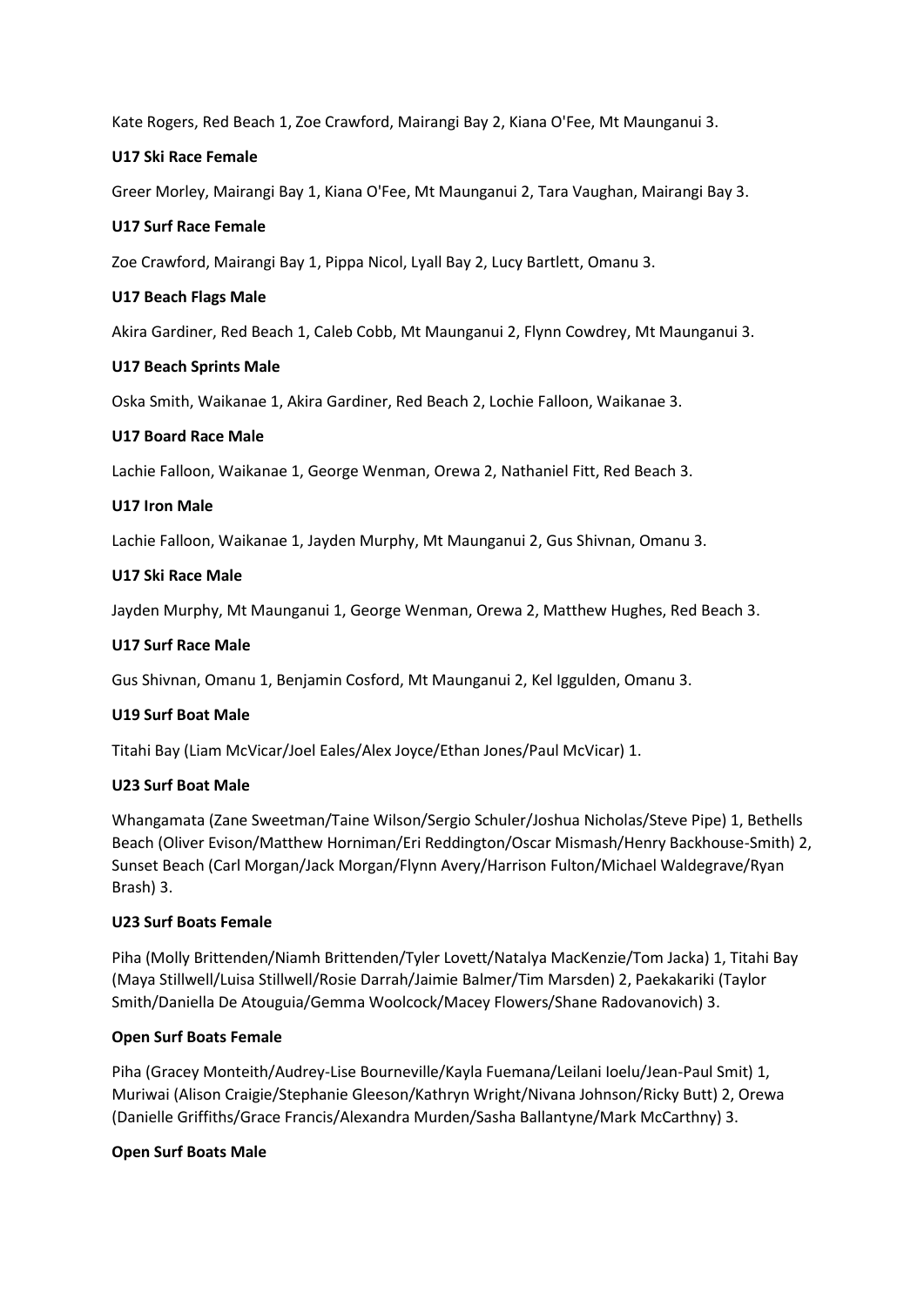Kate Rogers, Red Beach 1, Zoe Crawford, Mairangi Bay 2, Kiana O'Fee, Mt Maunganui 3.

**U17 Ski Race Female**

Greer Morley, Mairangi Bay 1, Kiana O'Fee, Mt Maunganui 2, Tara Vaughan, Mairangi Bay 3.

**U17 Surf Race Female**

Zoe Crawford, Mairangi Bay 1, Pippa Nicol, Lyall Bay 2, Lucy Bartlett, Omanu 3.

**U17 Beach Flags Male**

Akira Gardiner, Red Beach 1, Caleb Cobb, Mt Maunganui 2, Flynn Cowdrey, Mt Maunganui 3.

**U17 Beach Sprints Male**

Oska Smith, Waikanae 1, Akira Gardiner, Red Beach 2, Lochie Falloon, Waikanae 3.

**U17 Board Race Male**

Lachie Falloon, Waikanae 1, George Wenman, Orewa 2, Nathaniel Fitt, Red Beach 3.

**U17 Iron Male**

Lachie Falloon, Waikanae 1, Jayden Murphy, Mt Maunganui 2, Gus Shivnan, Omanu 3.

**U17 Ski Race Male**

Jayden Murphy, Mt Maunganui 1, George Wenman, Orewa 2, Matthew Hughes, Red Beach 3.

**U17 Surf Race Male**

Gus Shivnan, Omanu 1, Benjamin Cosford, Mt Maunganui 2, Kel Iggulden, Omanu 3.

**U19 Surf Boat Male**

Titahi Bay (Liam McVicar/Joel Eales/Alex Joyce/Ethan Jones/Paul McVicar) 1.

**U23 Surf Boat Male**

Whangamata (Zane Sweetman/Taine Wilson/Sergio Schuler/Joshua Nicholas/Steve Pipe) 1, Bethells Beach (Oliver Evison/Matthew Horniman/Eri Reddington/Oscar Mismash/Henry Backhouse-Smith) 2, Sunset Beach (Carl Morgan/Jack Morgan/Flynn Avery/Harrison Fulton/Michael Waldegrave/Ryan Brash) 3.

**U23 Surf Boats Female**

Piha (Molly Brittenden/Niamh Brittenden/Tyler Lovett/Natalya MacKenzie/Tom Jacka) 1, Titahi Bay (Maya Stillwell/Luisa Stillwell/Rosie Darrah/Jaimie Balmer/Tim Marsden) 2, Paekakariki (Taylor Smith/Daniella De Atouguia/Gemma Woolcock/Macey Flowers/Shane Radovanovich) 3.

**Open Surf Boats Female**

Piha (Gracey Monteith/Audrey-Lise Bourneville/Kayla Fuemana/Leilani Ioelu/Jean-Paul Smit) 1, Muriwai (Alison Craigie/Stephanie Gleeson/Kathryn Wright/Nivana Johnson/Ricky Butt) 2, Orewa (Danielle Griffiths/Grace Francis/Alexandra Murden/Sasha Ballantyne/Mark McCarthny) 3.

**Open Surf Boats Male**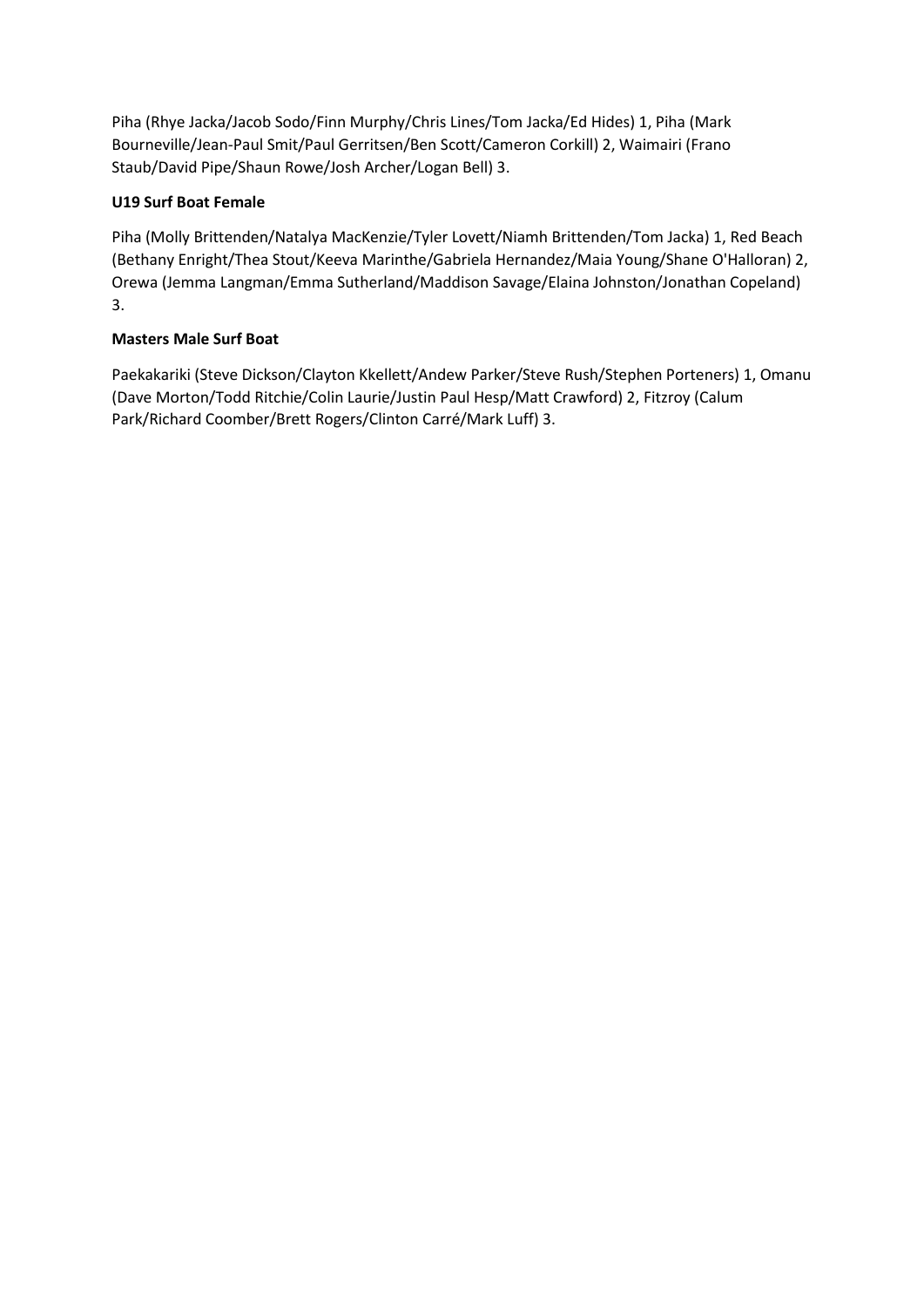Piha (Rhye Jacka/Jacob Sodo/Finn Murphy/Chris Lines/Tom Jacka/Ed Hides) 1, Piha (Mark Bourneville/Jean-Paul Smit/Paul Gerritsen/Ben Scott/Cameron Corkill) 2, Waimairi (Frano Staub/David Pipe/Shaun Rowe/Josh Archer/Logan Bell) 3.

**U19 Surf Boat Female**

Piha (Molly Brittenden/Natalya MacKenzie/Tyler Lovett/Niamh Brittenden/Tom Jacka) 1, Red Beach (Bethany Enright/Thea Stout/Keeva Marinthe/Gabriela Hernandez/Maia Young/Shane O'Halloran) 2, Orewa (Jemma Langman/Emma Sutherland/Maddison Savage/Elaina Johnston/Jonathan Copeland) 3.

**Masters Male Surf Boat**

Paekakariki (Steve Dickson/Clayton Kkellett/Andew Parker/Steve Rush/Stephen Porteners) 1, Omanu (Dave Morton/Todd Ritchie/Colin Laurie/Justin Paul Hesp/Matt Crawford) 2, Fitzroy (Calum Park/Richard Coomber/Brett Rogers/Clinton Carré/Mark Luff) 3.